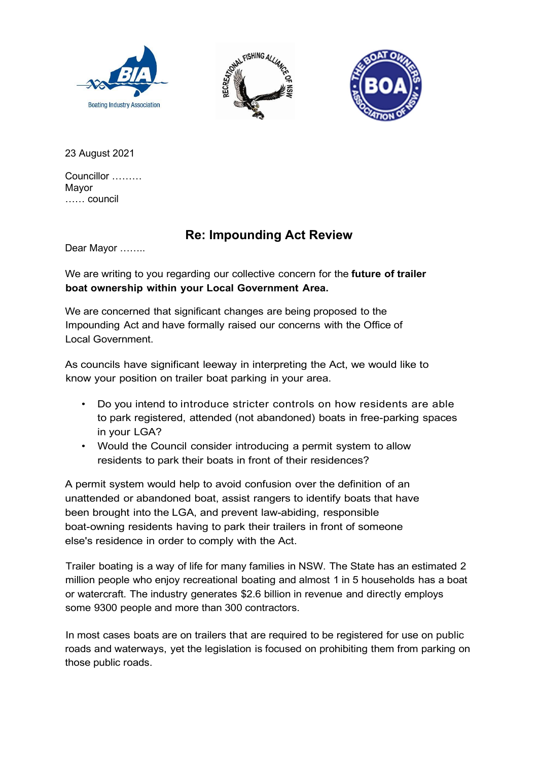23 August 2021

Councillor ………
Mayor
…… council

## Re: Impounding Act Review

Dear Mayor ……..

We are writing to you regarding our collective concern for the **future of trailer boat ownership within your Local Government Area.**

We are concerned that significant changes are being proposed to the Impounding Act and have formally raised our concerns with the Office of Local Government.

As councils have significant leeway in interpreting the Act, we would like to know your position on trailer boat parking in your area.

- Do you intend to introduce stricter controls on how residents are able to park registered, attended (not abandoned) boats in free-parking spaces in your LGA?
- Would the Council consider introducing a permit system to allow residents to park their boats in front of their residences?

A permit system would help to avoid confusion over the definition of an unattended or abandoned boat, assist rangers to identify boats that have been brought into the LGA, and prevent law-abiding, responsible boat-owning residents having to park their trailers in front of someone else's residence in order to comply with the Act.

Trailer boating is a way of life for many families in NSW. The State has an estimated 2 million people who enjoy recreational boating and almost 1 in 5 households has a boat or watercraft. The industry generates $2.6 billion in revenue and directly employs some 9300 people and more than 300 contractors.

In most cases boats are on trailers that are required to be registered for use on public roads and waterways, yet the legislation is focused on prohibiting them from parking on those public roads.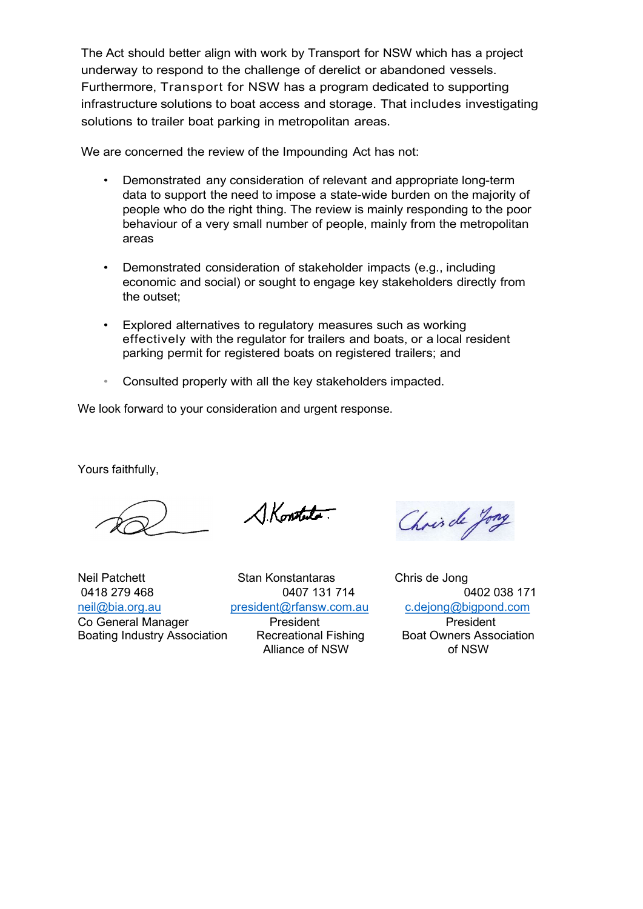The Act should better align with work by Transport for NSW which has a project underway to respond to the challenge of derelict or abandoned vessels. Furthermore, Transport for NSW has a program dedicated to supporting infrastructure solutions to boat access and storage. That includes investigating solutions to trailer boat parking in metropolitan areas.

We are concerned the review of the Impounding Act has not:

- Demonstrated any consideration of relevant and appropriate long-term data to support the need to impose a state-wide burden on the majority of people who do the right thing. The review is mainly responding to the poor behaviour of a very small number of people, mainly from the metropolitan areas
- Demonstrated consideration of stakeholder impacts (e.g., including economic and social) or sought to engage key stakeholders directly from the outset;
- Explored alternatives to regulatory measures such as working effectively with the regulator for trailers and boats, or a local resident parking permit for registered boats on registered trailers; and
- Consulted properly with all the key stakeholders impacted.

We look forward to your consideration and urgent response.

Yours faithfully,

Neil Patchett
0418 279 468
neil@bia.org.au
Co General Manager
Boating Industry Association

Stan Konstantaras
0407 131 714
president@rfansw.com.au
President
Recreational Fishing Alliance of NSW

Chris de Jong
0402 038 171
c.dejong@bigpond.com
President
Boat Owners Association of NSW